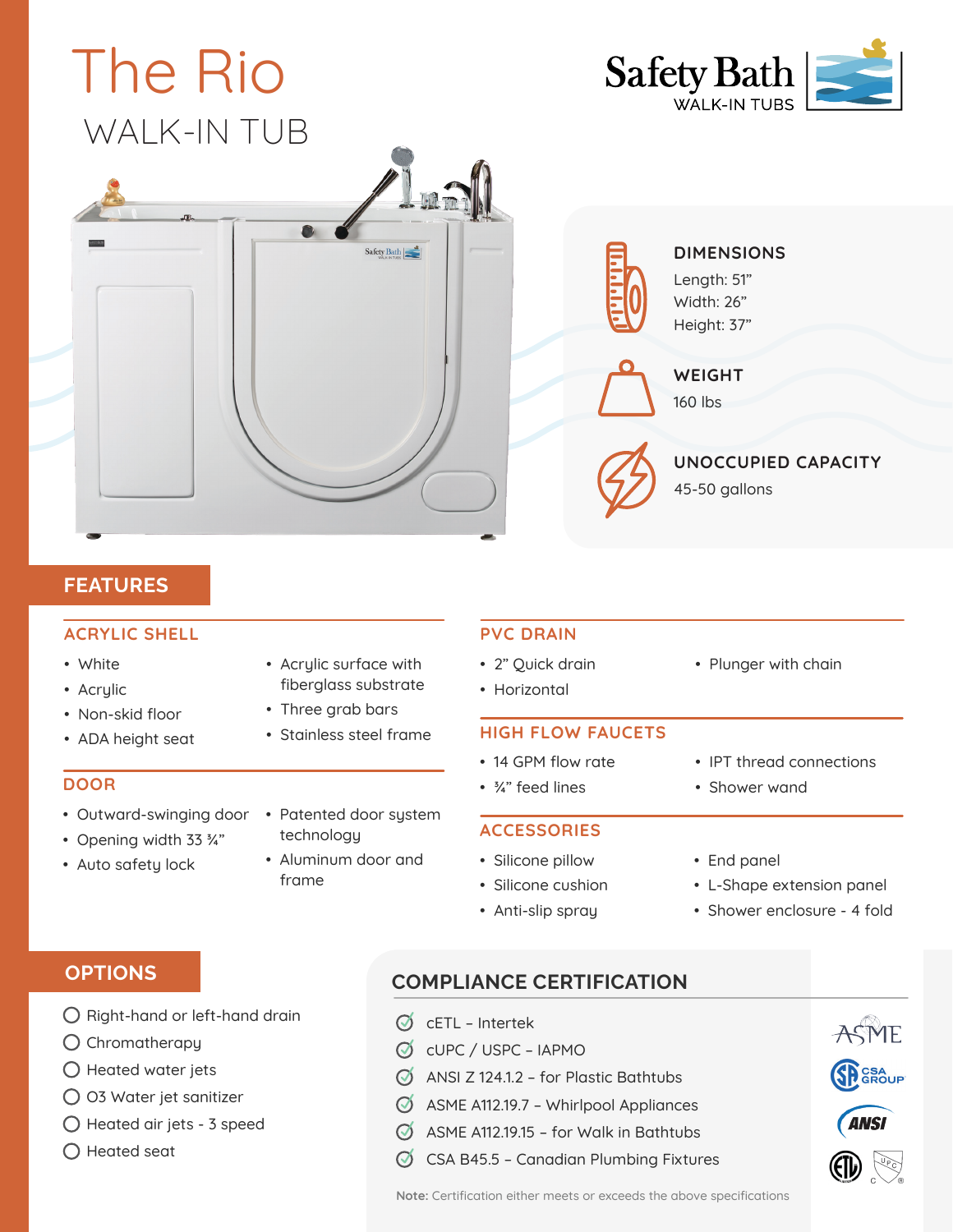# The Rio

## WALK-IN TUB

Safety Bath
WALK-IN TUBS

### DIMENSIONS

Length: 51”
Width: 26”
Height: 37”

### WEIGHT

160 lbs

### UNOCCUPIED CAPACITY

45-50 gallons

## FEATURES

### ACRYLIC SHELL

- White
- Acrylic
- Non-skid floor
- ADA height seat
- Acrylic surface with fiberglass substrate
- Three grab bars
- Stainless steel frame

### DOOR

- Outward-swinging door
- Opening width 33 ¾”
- Auto safety lock
- Patented door system technology
- Aluminum door and frame

### PVC DRAIN

- 2” Quick drain
- Horizontal
- Plunger with chain

### HIGH FLOW FAUCETS

- 14 GPM flow rate
- ¾” feed lines
- IPT thread connections
- Shower wand

### ACCESSORIES

- Silicone pillow
- Silicone cushion
- Anti-slip spray
- End panel
- L-Shape extension panel
- Shower enclosure - 4 fold

## OPTIONS

- ○ Right-hand or left-hand drain
- ○ Chromatherapy
- ○ Heated water jets
- ○ O3 Water jet sanitizer
- ○ Heated air jets - 3 speed
- ○ Heated seat

## COMPLIANCE CERTIFICATION

- cETL – Intertek
- cUPC / USPC – IAPMO
- ANSI Z 124.1.2 – for Plastic Bathtubs
- ASME A112.19.7 – Whirlpool Appliances
- ASME A112.19.15 – for Walk in Bathtubs
- CSA B45.5 – Canadian Plumbing Fixtures

**Note:** Certification either meets or exceeds the above specifications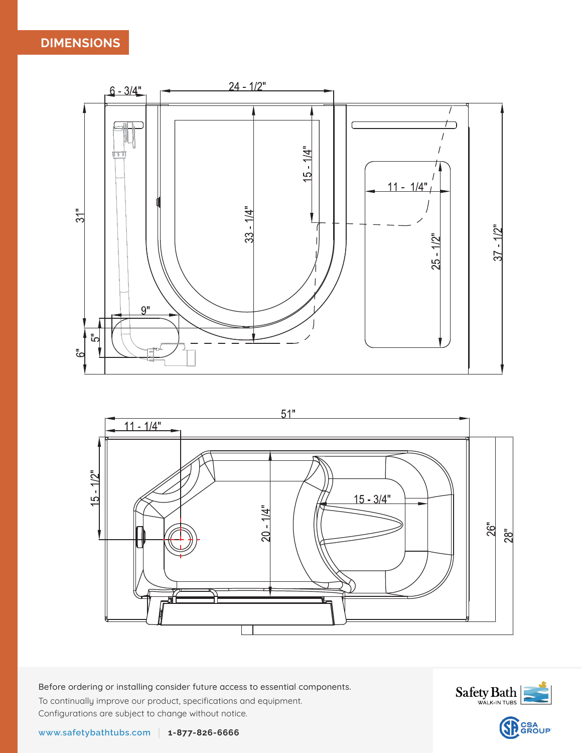## DIMENSIONS

6 - 3/4"
24 - 1/2"
15 - 1/4"
33 - 1/4"
11 - 1/4"
25 - 1/2"
31"
37 - 1/2"
9"
5"
6"

51"
11 - 1/4"
15 - 1/2"
20 - 1/4"
15 - 3/4"
26"
28"

Before ordering or installing consider future access to essential components.
To continually improve our product, specifications and equipment.
Configurations are subject to change without notice.

www.safetybathtubs.com | **1-877-826-6666**

Safety Bath WALK-IN TUBS

CSA GROUP